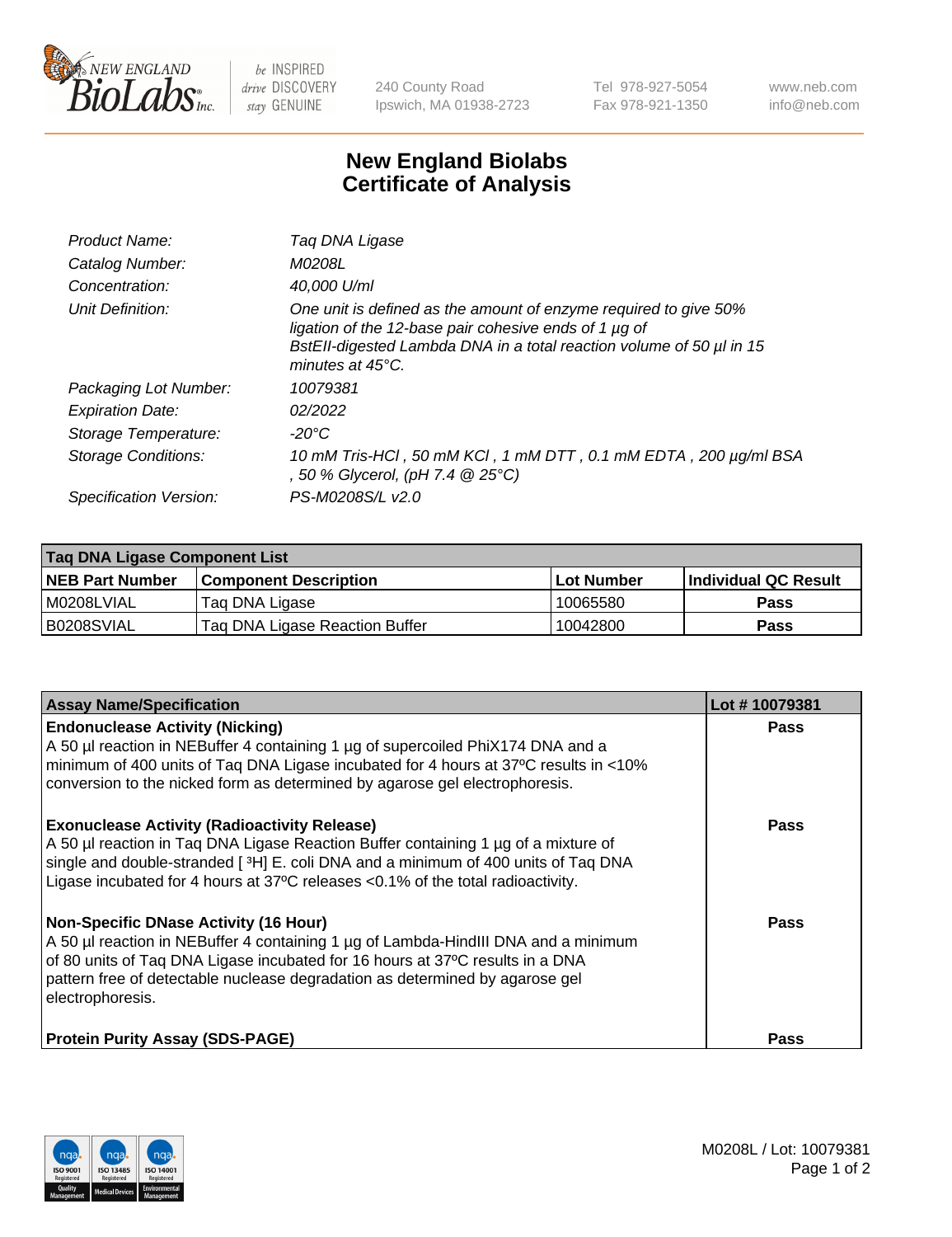240 County Road
Ipswich, MA 01938-2723

Tel 978-927-5054
Fax 978-921-1350

www.neb.com
info@neb.com

# New England Biolabs
# Certificate of Analysis

| | |
|---|---|
| *Product Name:* | *Taq DNA Ligase* |
| *Catalog Number:* | *M0208L* |
| *Concentration:* | *40,000 U/ml* |
| *Unit Definition:* | *One unit is defined as the amount of enzyme required to give 50% ligation of the 12-base pair cohesive ends of 1 µg of BstEII-digested Lambda DNA in a total reaction volume of 50 µl in 15 minutes at 45°C.* |
| *Packaging Lot Number:* | *10079381* |
| *Expiration Date:* | *02/2022* |
| *Storage Temperature:* | *-20°C* |
| *Storage Conditions:* | *10 mM Tris-HCl , 50 mM KCl , 1 mM DTT , 0.1 mM EDTA , 200 µg/ml BSA , 50 % Glycerol, (pH 7.4 @ 25°C)* |
| *Specification Version:* | *PS-M0208S/L v2.0* |

| Taq DNA Ligase Component List | | | |
|---|---|---|---|
| **NEB Part Number** | **Component Description** | **Lot Number** | **Individual QC Result** |
| M0208LVIAL | Taq DNA Ligase | 10065580 | **Pass** |
| B0208SVIAL | Taq DNA Ligase Reaction Buffer | 10042800 | **Pass** |

| Assay Name/Specification | Lot # 10079381 |
|---|---|
| **Endonuclease Activity (Nicking)**<br>A 50 µl reaction in NEBuffer 4 containing 1 µg of supercoiled PhiX174 DNA and a minimum of 400 units of Taq DNA Ligase incubated for 4 hours at 37ºC results in <10% conversion to the nicked form as determined by agarose gel electrophoresis. | **Pass** |
| **Exonuclease Activity (Radioactivity Release)**<br>A 50 µl reaction in Taq DNA Ligase Reaction Buffer containing 1 µg of a mixture of single and double-stranded [ $^{3}$H] E. coli DNA and a minimum of 400 units of Taq DNA Ligase incubated for 4 hours at 37ºC releases <0.1% of the total radioactivity. | **Pass** |
| **Non-Specific DNase Activity (16 Hour)**<br>A 50 µl reaction in NEBuffer 4 containing 1 µg of Lambda-HindIII DNA and a minimum of 80 units of Taq DNA Ligase incubated for 16 hours at 37ºC results in a DNA pattern free of detectable nuclease degradation as determined by agarose gel electrophoresis. | **Pass** |
| **Protein Purity Assay (SDS-PAGE)** | **Pass** |

M0208L / Lot: 10079381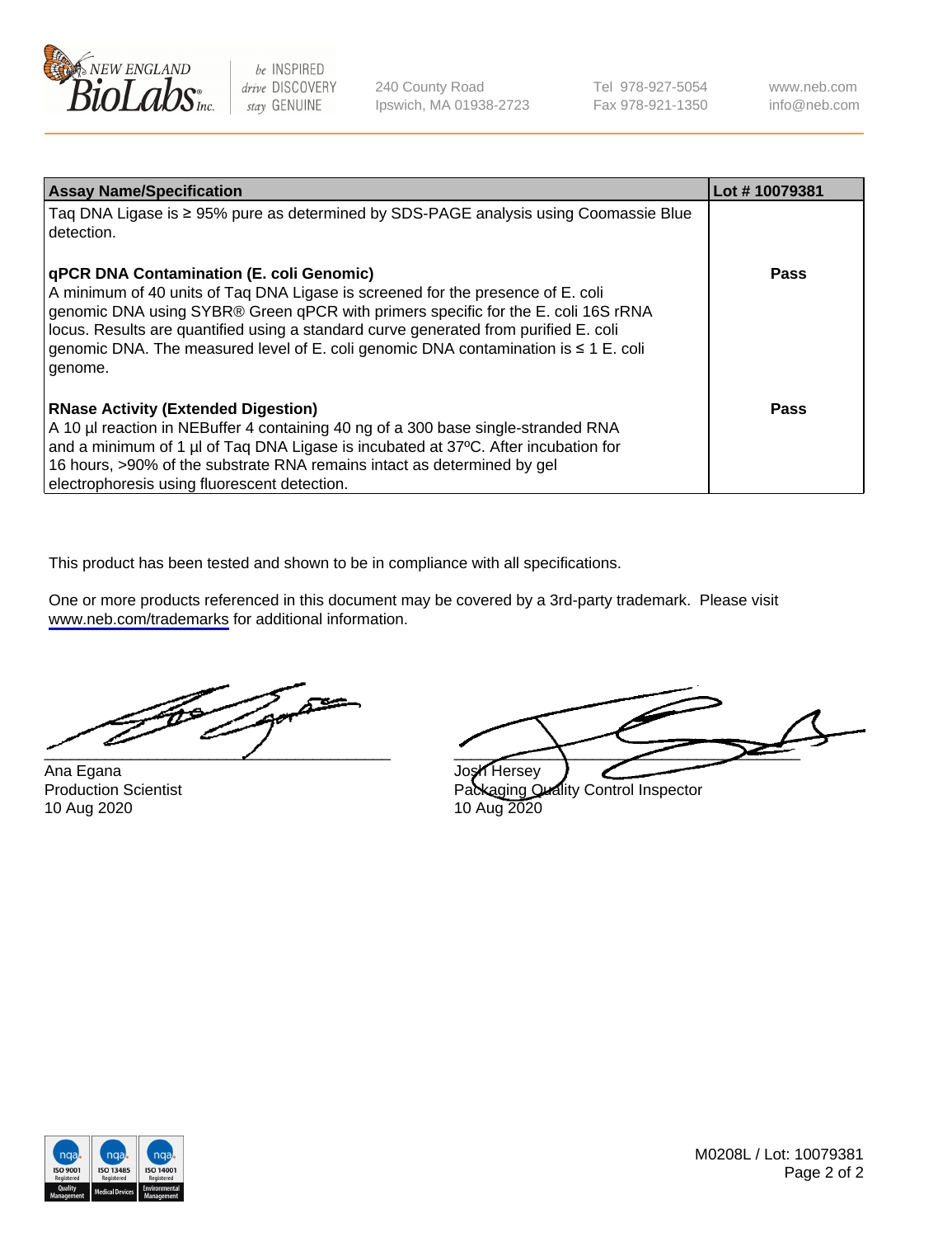240 County Road
Ipswich, MA 01938-2723

Tel 978-927-5054
Fax 978-921-1350

www.neb.com
info@neb.com

| Assay Name/Specification | Lot # 10079381 |
| --- | --- |
| Taq DNA Ligase is ≥ 95% pure as determined by SDS-PAGE analysis using Coomassie Blue detection. | |
| **qPCR DNA Contamination (E. coli Genomic)**<br>A minimum of 40 units of Taq DNA Ligase is screened for the presence of E. coli genomic DNA using SYBR® Green qPCR with primers specific for the E. coli 16S rRNA locus. Results are quantified using a standard curve generated from purified E. coli genomic DNA. The measured level of E. coli genomic DNA contamination is ≤ 1 E. coli genome. | **Pass** |
| **RNase Activity (Extended Digestion)**<br>A 10 µl reaction in NEBuffer 4 containing 40 ng of a 300 base single-stranded RNA and a minimum of 1 µl of Taq DNA Ligase is incubated at 37ºC. After incubation for 16 hours, >90% of the substrate RNA remains intact as determined by gel electrophoresis using fluorescent detection. | **Pass** |

This product has been tested and shown to be in compliance with all specifications.

One or more products referenced in this document may be covered by a 3rd-party trademark. Please visit www.neb.com/trademarks for additional information.

Ana Egana
Production Scientist
10 Aug 2020

Josh Hersey
Packaging Quality Control Inspector
10 Aug 2020

M0208L / Lot: 10079381